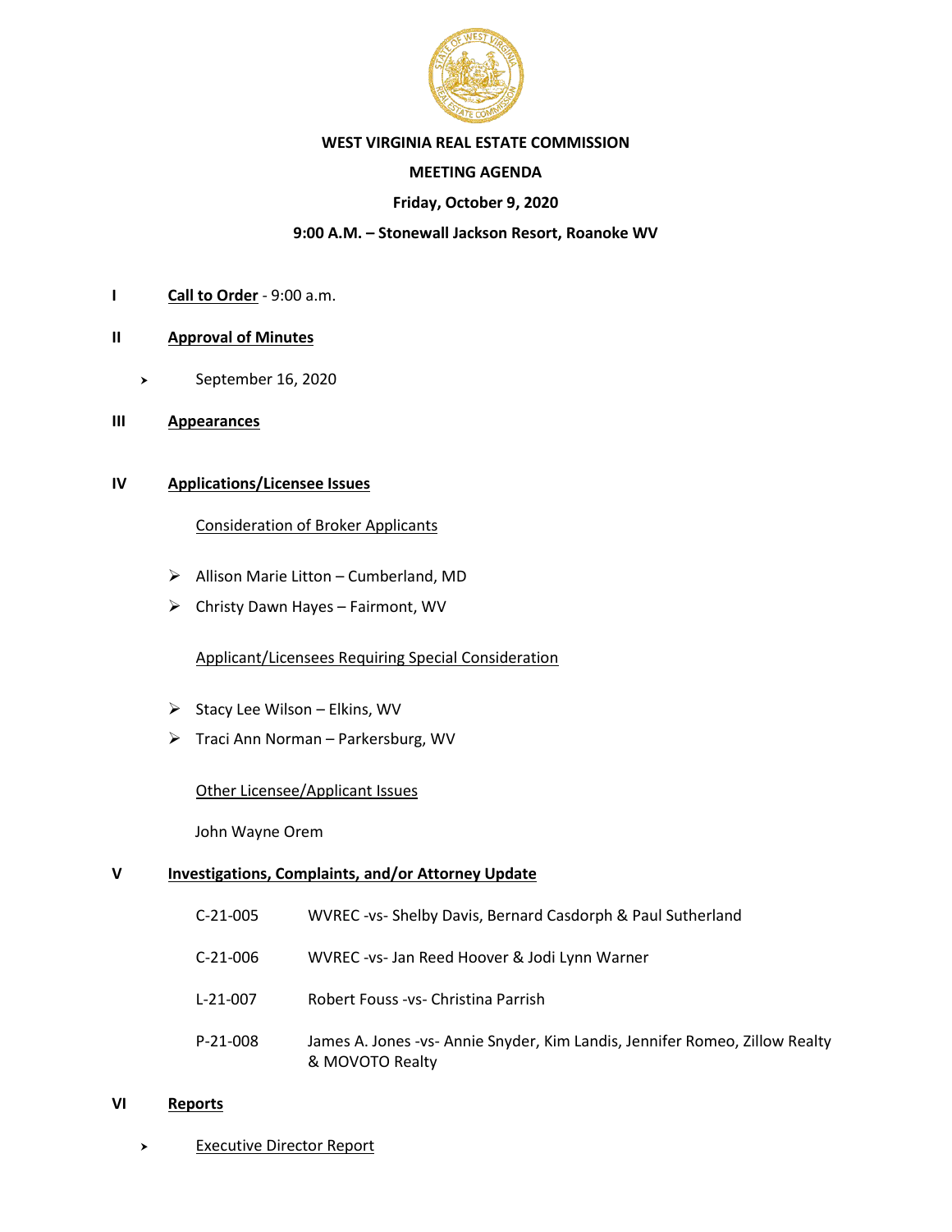**WEST VIRGINIA REAL ESTATE COMMISSION**

**MEETING AGENDA**

**Friday, October 9, 2020**

**9:00 A.M. – Stonewall Jackson Resort, Roanoke WV**

**I** **Call to Order** - 9:00 a.m.

**II** **Approval of Minutes**

- September 16, 2020

**III** **Appearances**

**IV** **Applications/Licensee Issues**

Consideration of Broker Applicants

- Allison Marie Litton – Cumberland, MD
- Christy Dawn Hayes – Fairmont, WV

Applicant/Licensees Requiring Special Consideration

- Stacy Lee Wilson – Elkins, WV
- Traci Ann Norman – Parkersburg, WV

Other Licensee/Applicant Issues

John Wayne Orem

**V** **Investigations, Complaints, and/or Attorney Update**

C-21-005 WVREC -vs- Shelby Davis, Bernard Casdorph & Paul Sutherland

C-21-006 WVREC -vs- Jan Reed Hoover & Jodi Lynn Warner

L-21-007 Robert Fouss -vs- Christina Parrish

P-21-008 James A. Jones -vs- Annie Snyder, Kim Landis, Jennifer Romeo, Zillow Realty & MOVOTO Realty

**VI** **Reports**

- Executive Director Report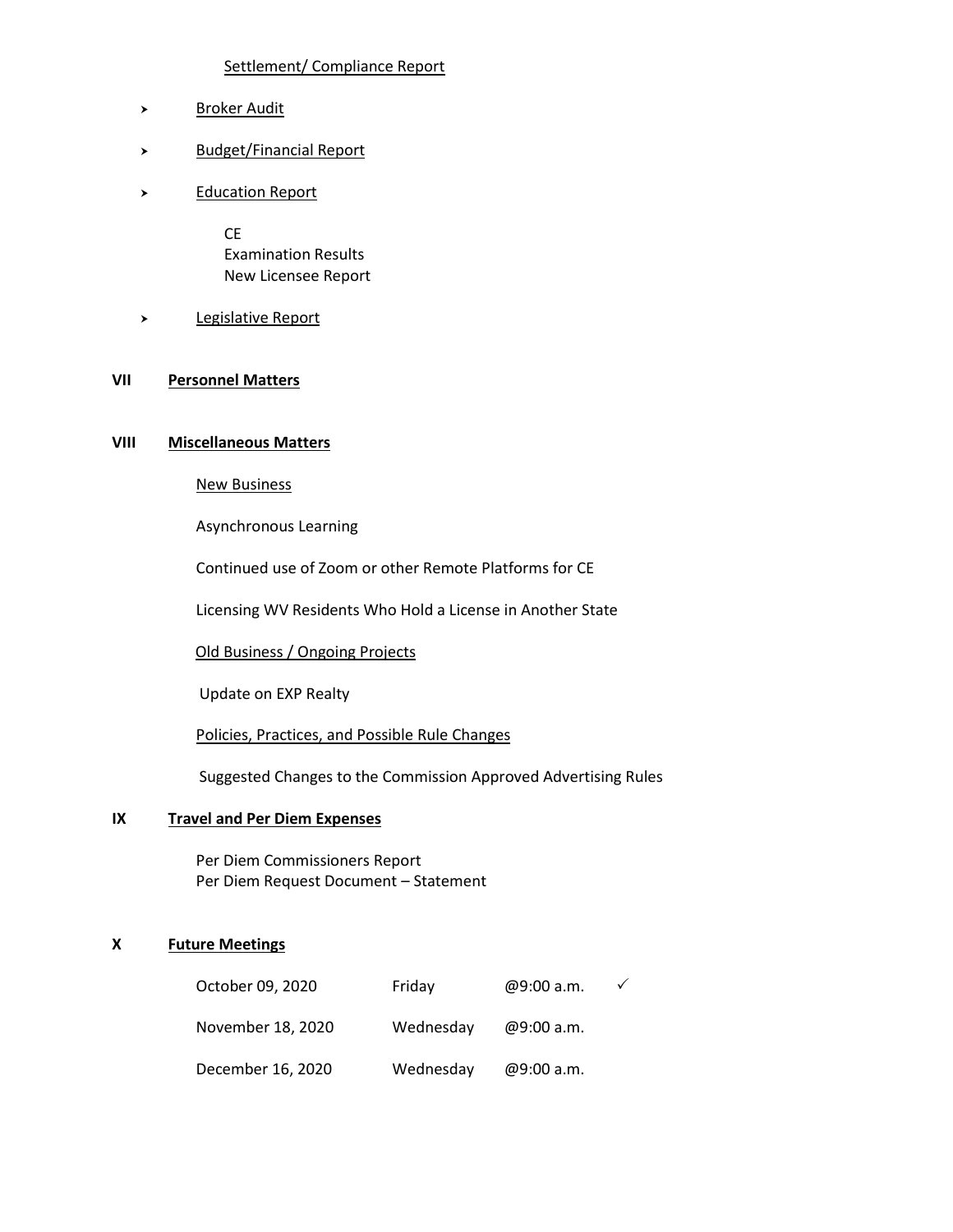Settlement/ Compliance Report

- Broker Audit
- Budget/Financial Report
- Education Report

  CE
  Examination Results
  New Licensee Report

- Legislative Report

## VII Personnel Matters

## VIII Miscellaneous Matters

New Business

Asynchronous Learning

Continued use of Zoom or other Remote Platforms for CE

Licensing WV Residents Who Hold a License in Another State

Old Business / Ongoing Projects

Update on EXP Realty

Policies, Practices, and Possible Rule Changes

Suggested Changes to the Commission Approved Advertising Rules

## IX Travel and Per Diem Expenses

Per Diem Commissioners Report
Per Diem Request Document – Statement

## X Future Meetings

| | | | |
|---|---|---|---|
| October 09, 2020 | Friday | @9:00 a.m. | ✓ |
| November 18, 2020 | Wednesday | @9:00 a.m. | |
| December 16, 2020 | Wednesday | @9:00 a.m. | |